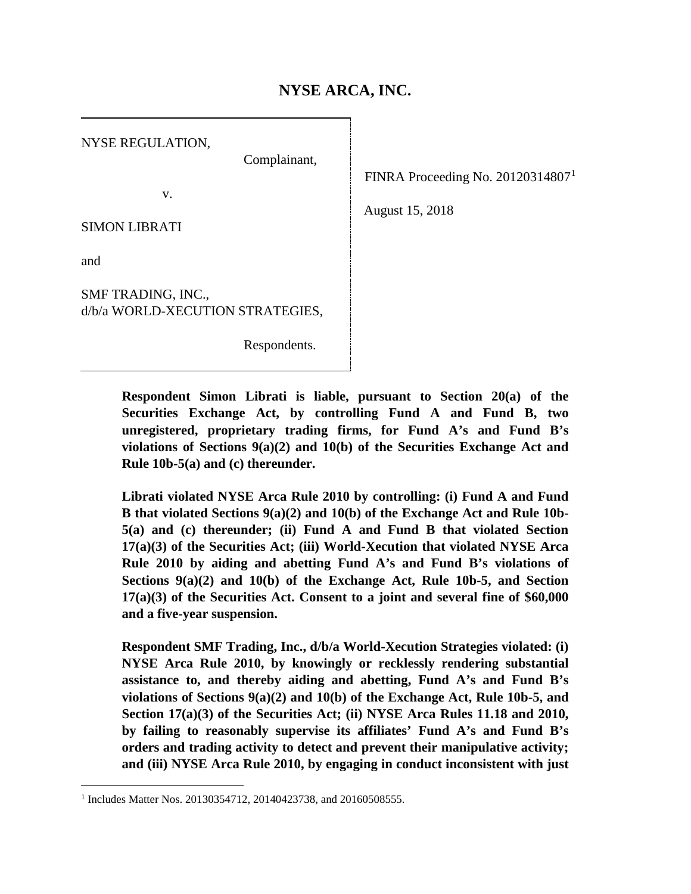# NYSE ARCA, INC.

NYSE REGULATION,

Complainant,

v.

SIMON LIBRATI

and

SMF TRADING, INC.,
d/b/a WORLD-XECUTION STRATEGIES,

Respondents.

FINRA Proceeding No. 20120314807[1]

August 15, 2018

**Respondent Simon Librati is liable, pursuant to Section 20(a) of the Securities Exchange Act, by controlling Fund A and Fund B, two unregistered, proprietary trading firms, for Fund A's and Fund B's violations of Sections 9(a)(2) and 10(b) of the Securities Exchange Act and Rule 10b-5(a) and (c) thereunder.**

**Librati violated NYSE Arca Rule 2010 by controlling: (i) Fund A and Fund B that violated Sections 9(a)(2) and 10(b) of the Exchange Act and Rule 10b-5(a) and (c) thereunder; (ii) Fund A and Fund B that violated Section 17(a)(3) of the Securities Act; (iii) World-Xecution that violated NYSE Arca Rule 2010 by aiding and abetting Fund A's and Fund B's violations of Sections 9(a)(2) and 10(b) of the Exchange Act, Rule 10b-5, and Section 17(a)(3) of the Securities Act. Consent to a joint and several fine of $60,000 and a five-year suspension.**

**Respondent SMF Trading, Inc., d/b/a World-Xecution Strategies violated: (i) NYSE Arca Rule 2010, by knowingly or recklessly rendering substantial assistance to, and thereby aiding and abetting, Fund A's and Fund B's violations of Sections 9(a)(2) and 10(b) of the Exchange Act, Rule 10b-5, and Section 17(a)(3) of the Securities Act; (ii) NYSE Arca Rules 11.18 and 2010, by failing to reasonably supervise its affiliates' Fund A's and Fund B's orders and trading activity to detect and prevent their manipulative activity; and (iii) NYSE Arca Rule 2010, by engaging in conduct inconsistent with just**

[1] Includes Matter Nos. 20130354712, 20140423738, and 20160508555.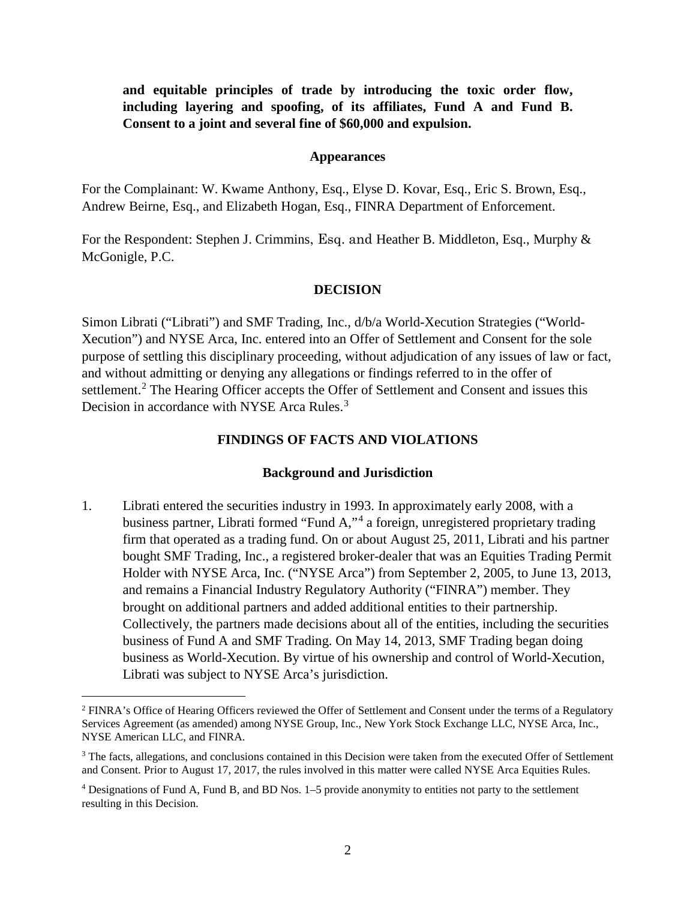**and equitable principles of trade by introducing the toxic order flow, including layering and spoofing, of its affiliates, Fund A and Fund B. Consent to a joint and several fine of $60,000 and expulsion.**

## Appearances

For the Complainant: W. Kwame Anthony, Esq., Elyse D. Kovar, Esq., Eric S. Brown, Esq., Andrew Beirne, Esq., and Elizabeth Hogan, Esq., FINRA Department of Enforcement.

For the Respondent: Stephen J. Crimmins, Esq. and Heather B. Middleton, Esq., Murphy & McGonigle, P.C.

## DECISION

Simon Librati ("Librati") and SMF Trading, Inc., d/b/a World-Xecution Strategies ("World-Xecution") and NYSE Arca, Inc. entered into an Offer of Settlement and Consent for the sole purpose of settling this disciplinary proceeding, without adjudication of any issues of law or fact, and without admitting or denying any allegations or findings referred to in the offer of settlement.[2] The Hearing Officer accepts the Offer of Settlement and Consent and issues this Decision in accordance with NYSE Arca Rules.[3]

## FINDINGS OF FACTS AND VIOLATIONS

### Background and Jurisdiction

1. Librati entered the securities industry in 1993. In approximately early 2008, with a business partner, Librati formed "Fund A,"[4] a foreign, unregistered proprietary trading firm that operated as a trading fund. On or about August 25, 2011, Librati and his partner bought SMF Trading, Inc., a registered broker-dealer that was an Equities Trading Permit Holder with NYSE Arca, Inc. ("NYSE Arca") from September 2, 2005, to June 13, 2013, and remains a Financial Industry Regulatory Authority ("FINRA") member. They brought on additional partners and added additional entities to their partnership. Collectively, the partners made decisions about all of the entities, including the securities business of Fund A and SMF Trading. On May 14, 2013, SMF Trading began doing business as World-Xecution. By virtue of his ownership and control of World-Xecution, Librati was subject to NYSE Arca's jurisdiction.

---

[2] FINRA's Office of Hearing Officers reviewed the Offer of Settlement and Consent under the terms of a Regulatory Services Agreement (as amended) among NYSE Group, Inc., New York Stock Exchange LLC, NYSE Arca, Inc., NYSE American LLC, and FINRA.

[3] The facts, allegations, and conclusions contained in this Decision were taken from the executed Offer of Settlement and Consent. Prior to August 17, 2017, the rules involved in this matter were called NYSE Arca Equities Rules.

[4] Designations of Fund A, Fund B, and BD Nos. 1–5 provide anonymity to entities not party to the settlement resulting in this Decision.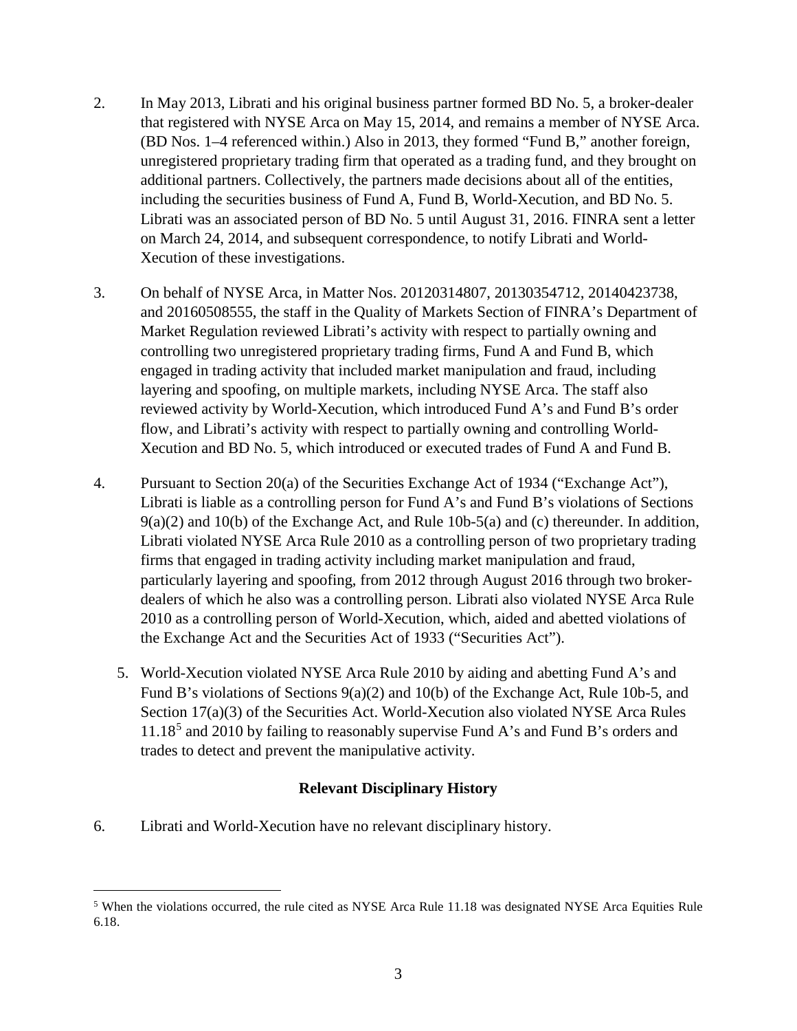2. In May 2013, Librati and his original business partner formed BD No. 5, a broker-dealer that registered with NYSE Arca on May 15, 2014, and remains a member of NYSE Arca. (BD Nos. 1–4 referenced within.) Also in 2013, they formed "Fund B," another foreign, unregistered proprietary trading firm that operated as a trading fund, and they brought on additional partners. Collectively, the partners made decisions about all of the entities, including the securities business of Fund A, Fund B, World-Xecution, and BD No. 5. Librati was an associated person of BD No. 5 until August 31, 2016. FINRA sent a letter on March 24, 2014, and subsequent correspondence, to notify Librati and World-Xecution of these investigations.

3. On behalf of NYSE Arca, in Matter Nos. 20120314807, 20130354712, 20140423738, and 20160508555, the staff in the Quality of Markets Section of FINRA's Department of Market Regulation reviewed Librati's activity with respect to partially owning and controlling two unregistered proprietary trading firms, Fund A and Fund B, which engaged in trading activity that included market manipulation and fraud, including layering and spoofing, on multiple markets, including NYSE Arca. The staff also reviewed activity by World-Xecution, which introduced Fund A's and Fund B's order flow, and Librati's activity with respect to partially owning and controlling World-Xecution and BD No. 5, which introduced or executed trades of Fund A and Fund B.

4. Pursuant to Section 20(a) of the Securities Exchange Act of 1934 ("Exchange Act"), Librati is liable as a controlling person for Fund A's and Fund B's violations of Sections 9(a)(2) and 10(b) of the Exchange Act, and Rule 10b-5(a) and (c) thereunder. In addition, Librati violated NYSE Arca Rule 2010 as a controlling person of two proprietary trading firms that engaged in trading activity including market manipulation and fraud, particularly layering and spoofing, from 2012 through August 2016 through two broker-dealers of which he also was a controlling person. Librati also violated NYSE Arca Rule 2010 as a controlling person of World-Xecution, which, aided and abetted violations of the Exchange Act and the Securities Act of 1933 ("Securities Act").

5. World-Xecution violated NYSE Arca Rule 2010 by aiding and abetting Fund A's and Fund B's violations of Sections 9(a)(2) and 10(b) of the Exchange Act, Rule 10b-5, and Section 17(a)(3) of the Securities Act. World-Xecution also violated NYSE Arca Rules 11.18[5] and 2010 by failing to reasonably supervise Fund A's and Fund B's orders and trades to detect and prevent the manipulative activity.

## Relevant Disciplinary History

6. Librati and World-Xecution have no relevant disciplinary history.

[5] When the violations occurred, the rule cited as NYSE Arca Rule 11.18 was designated NYSE Arca Equities Rule 6.18.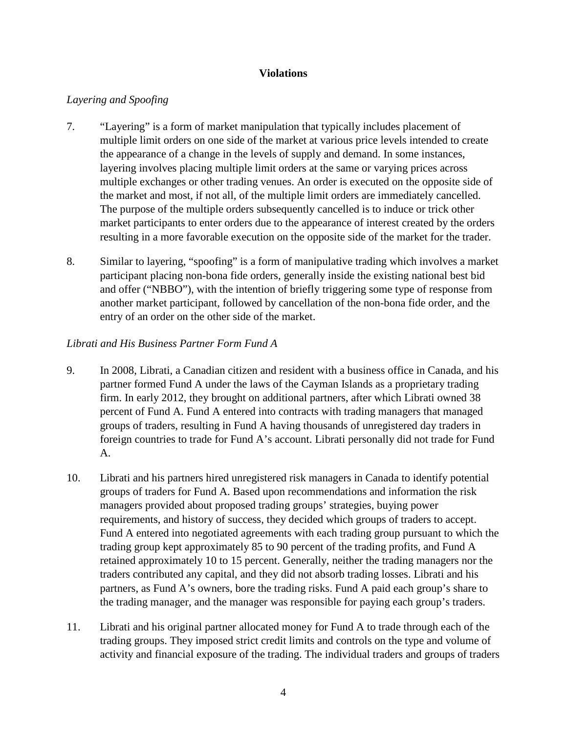## Violations

*Layering and Spoofing*

7. "Layering" is a form of market manipulation that typically includes placement of multiple limit orders on one side of the market at various price levels intended to create the appearance of a change in the levels of supply and demand. In some instances, layering involves placing multiple limit orders at the same or varying prices across multiple exchanges or other trading venues. An order is executed on the opposite side of the market and most, if not all, of the multiple limit orders are immediately cancelled. The purpose of the multiple orders subsequently cancelled is to induce or trick other market participants to enter orders due to the appearance of interest created by the orders resulting in a more favorable execution on the opposite side of the market for the trader.

8. Similar to layering, "spoofing" is a form of manipulative trading which involves a market participant placing non-bona fide orders, generally inside the existing national best bid and offer ("NBBO"), with the intention of briefly triggering some type of response from another market participant, followed by cancellation of the non-bona fide order, and the entry of an order on the other side of the market.

*Librati and His Business Partner Form Fund A*

9. In 2008, Librati, a Canadian citizen and resident with a business office in Canada, and his partner formed Fund A under the laws of the Cayman Islands as a proprietary trading firm. In early 2012, they brought on additional partners, after which Librati owned 38 percent of Fund A. Fund A entered into contracts with trading managers that managed groups of traders, resulting in Fund A having thousands of unregistered day traders in foreign countries to trade for Fund A's account. Librati personally did not trade for Fund A.

10. Librati and his partners hired unregistered risk managers in Canada to identify potential groups of traders for Fund A. Based upon recommendations and information the risk managers provided about proposed trading groups' strategies, buying power requirements, and history of success, they decided which groups of traders to accept. Fund A entered into negotiated agreements with each trading group pursuant to which the trading group kept approximately 85 to 90 percent of the trading profits, and Fund A retained approximately 10 to 15 percent. Generally, neither the trading managers nor the traders contributed any capital, and they did not absorb trading losses. Librati and his partners, as Fund A's owners, bore the trading risks. Fund A paid each group's share to the trading manager, and the manager was responsible for paying each group's traders.

11. Librati and his original partner allocated money for Fund A to trade through each of the trading groups. They imposed strict credit limits and controls on the type and volume of activity and financial exposure of the trading. The individual traders and groups of traders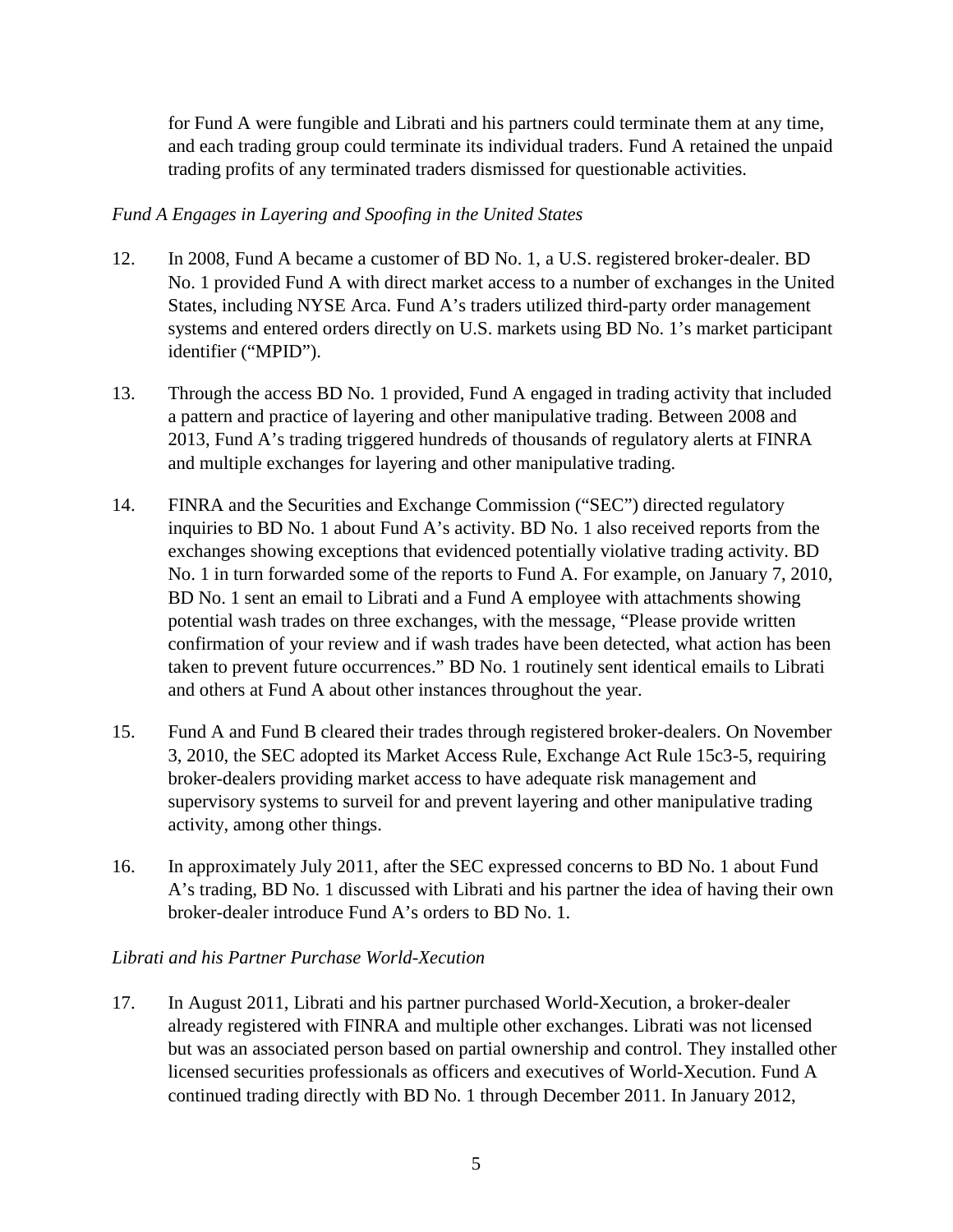for Fund A were fungible and Librati and his partners could terminate them at any time, and each trading group could terminate its individual traders. Fund A retained the unpaid trading profits of any terminated traders dismissed for questionable activities.

*Fund A Engages in Layering and Spoofing in the United States*

12. In 2008, Fund A became a customer of BD No. 1, a U.S. registered broker-dealer. BD No. 1 provided Fund A with direct market access to a number of exchanges in the United States, including NYSE Arca. Fund A's traders utilized third-party order management systems and entered orders directly on U.S. markets using BD No. 1's market participant identifier ("MPID").

13. Through the access BD No. 1 provided, Fund A engaged in trading activity that included a pattern and practice of layering and other manipulative trading. Between 2008 and 2013, Fund A's trading triggered hundreds of thousands of regulatory alerts at FINRA and multiple exchanges for layering and other manipulative trading.

14. FINRA and the Securities and Exchange Commission ("SEC") directed regulatory inquiries to BD No. 1 about Fund A's activity. BD No. 1 also received reports from the exchanges showing exceptions that evidenced potentially violative trading activity. BD No. 1 in turn forwarded some of the reports to Fund A. For example, on January 7, 2010, BD No. 1 sent an email to Librati and a Fund A employee with attachments showing potential wash trades on three exchanges, with the message, "Please provide written confirmation of your review and if wash trades have been detected, what action has been taken to prevent future occurrences." BD No. 1 routinely sent identical emails to Librati and others at Fund A about other instances throughout the year.

15. Fund A and Fund B cleared their trades through registered broker-dealers. On November 3, 2010, the SEC adopted its Market Access Rule, Exchange Act Rule 15c3-5, requiring broker-dealers providing market access to have adequate risk management and supervisory systems to surveil for and prevent layering and other manipulative trading activity, among other things.

16. In approximately July 2011, after the SEC expressed concerns to BD No. 1 about Fund A's trading, BD No. 1 discussed with Librati and his partner the idea of having their own broker-dealer introduce Fund A's orders to BD No. 1.

*Librati and his Partner Purchase World-Xecution*

17. In August 2011, Librati and his partner purchased World-Xecution, a broker-dealer already registered with FINRA and multiple other exchanges. Librati was not licensed but was an associated person based on partial ownership and control. They installed other licensed securities professionals as officers and executives of World-Xecution. Fund A continued trading directly with BD No. 1 through December 2011. In January 2012,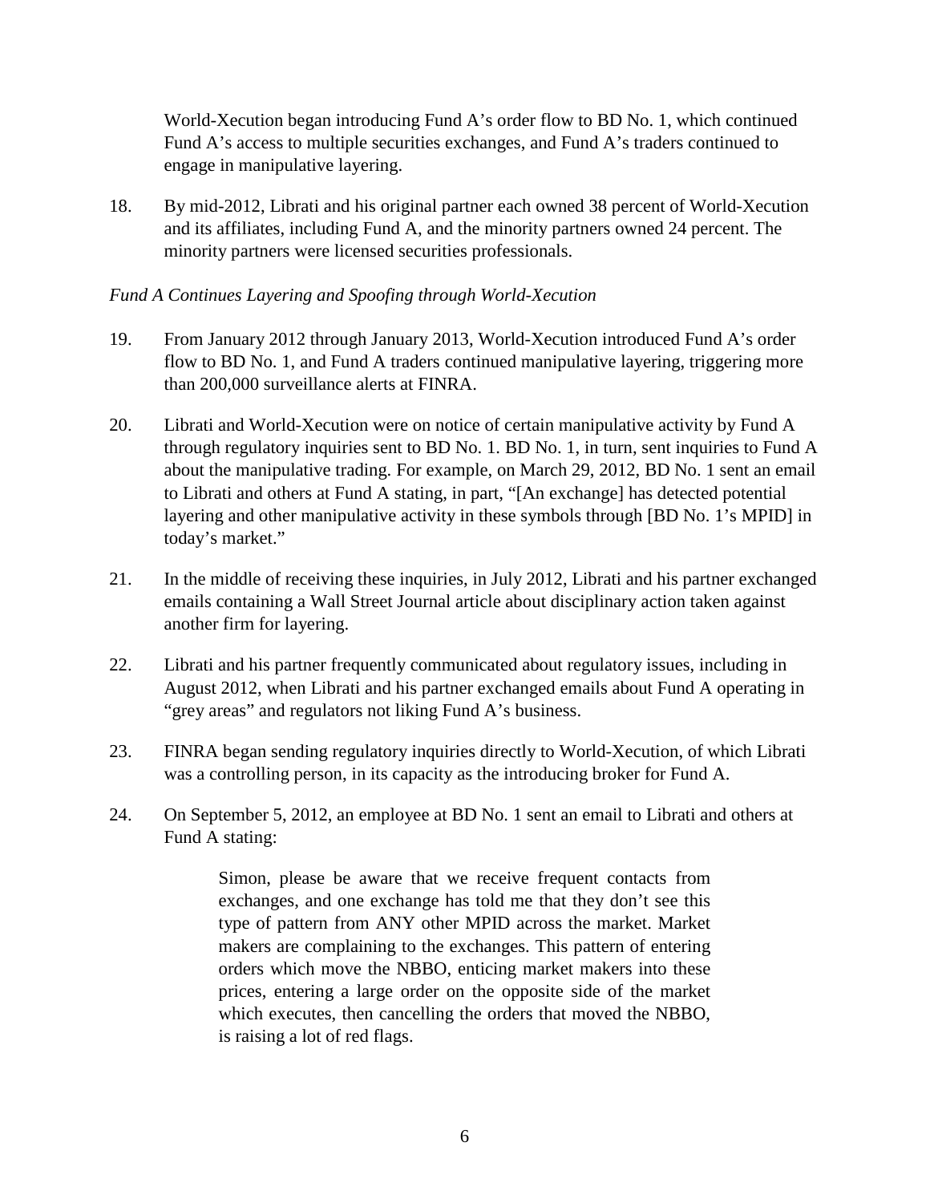World-Xecution began introducing Fund A's order flow to BD No. 1, which continued Fund A's access to multiple securities exchanges, and Fund A's traders continued to engage in manipulative layering.

18. By mid-2012, Librati and his original partner each owned 38 percent of World-Xecution and its affiliates, including Fund A, and the minority partners owned 24 percent. The minority partners were licensed securities professionals.

*Fund A Continues Layering and Spoofing through World-Xecution*

19. From January 2012 through January 2013, World-Xecution introduced Fund A's order flow to BD No. 1, and Fund A traders continued manipulative layering, triggering more than 200,000 surveillance alerts at FINRA.

20. Librati and World-Xecution were on notice of certain manipulative activity by Fund A through regulatory inquiries sent to BD No. 1. BD No. 1, in turn, sent inquiries to Fund A about the manipulative trading. For example, on March 29, 2012, BD No. 1 sent an email to Librati and others at Fund A stating, in part, "[An exchange] has detected potential layering and other manipulative activity in these symbols through [BD No. 1's MPID] in today's market."

21. In the middle of receiving these inquiries, in July 2012, Librati and his partner exchanged emails containing a Wall Street Journal article about disciplinary action taken against another firm for layering.

22. Librati and his partner frequently communicated about regulatory issues, including in August 2012, when Librati and his partner exchanged emails about Fund A operating in "grey areas" and regulators not liking Fund A's business.

23. FINRA began sending regulatory inquiries directly to World-Xecution, of which Librati was a controlling person, in its capacity as the introducing broker for Fund A.

24. On September 5, 2012, an employee at BD No. 1 sent an email to Librati and others at Fund A stating:

> Simon, please be aware that we receive frequent contacts from exchanges, and one exchange has told me that they don't see this type of pattern from ANY other MPID across the market. Market makers are complaining to the exchanges. This pattern of entering orders which move the NBBO, enticing market makers into these prices, entering a large order on the opposite side of the market which executes, then cancelling the orders that moved the NBBO, is raising a lot of red flags.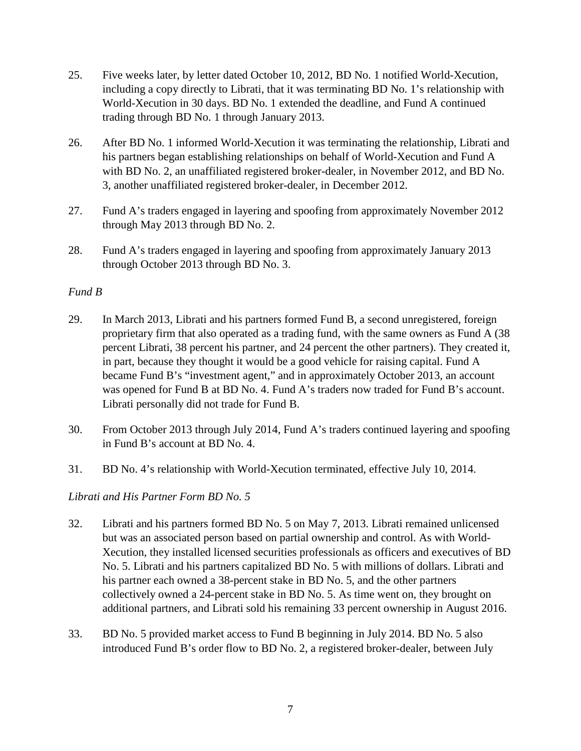25. Five weeks later, by letter dated October 10, 2012, BD No. 1 notified World-Xecution, including a copy directly to Librati, that it was terminating BD No. 1's relationship with World-Xecution in 30 days. BD No. 1 extended the deadline, and Fund A continued trading through BD No. 1 through January 2013.

26. After BD No. 1 informed World-Xecution it was terminating the relationship, Librati and his partners began establishing relationships on behalf of World-Xecution and Fund A with BD No. 2, an unaffiliated registered broker-dealer, in November 2012, and BD No. 3, another unaffiliated registered broker-dealer, in December 2012.

27. Fund A's traders engaged in layering and spoofing from approximately November 2012 through May 2013 through BD No. 2.

28. Fund A's traders engaged in layering and spoofing from approximately January 2013 through October 2013 through BD No. 3.

*Fund B*

29. In March 2013, Librati and his partners formed Fund B, a second unregistered, foreign proprietary firm that also operated as a trading fund, with the same owners as Fund A (38 percent Librati, 38 percent his partner, and 24 percent the other partners). They created it, in part, because they thought it would be a good vehicle for raising capital. Fund A became Fund B's "investment agent," and in approximately October 2013, an account was opened for Fund B at BD No. 4. Fund A's traders now traded for Fund B's account. Librati personally did not trade for Fund B.

30. From October 2013 through July 2014, Fund A's traders continued layering and spoofing in Fund B's account at BD No. 4.

31. BD No. 4's relationship with World-Xecution terminated, effective July 10, 2014.

*Librati and His Partner Form BD No. 5*

32. Librati and his partners formed BD No. 5 on May 7, 2013. Librati remained unlicensed but was an associated person based on partial ownership and control. As with World-Xecution, they installed licensed securities professionals as officers and executives of BD No. 5. Librati and his partners capitalized BD No. 5 with millions of dollars. Librati and his partner each owned a 38-percent stake in BD No. 5, and the other partners collectively owned a 24-percent stake in BD No. 5. As time went on, they brought on additional partners, and Librati sold his remaining 33 percent ownership in August 2016.

33. BD No. 5 provided market access to Fund B beginning in July 2014. BD No. 5 also introduced Fund B's order flow to BD No. 2, a registered broker-dealer, between July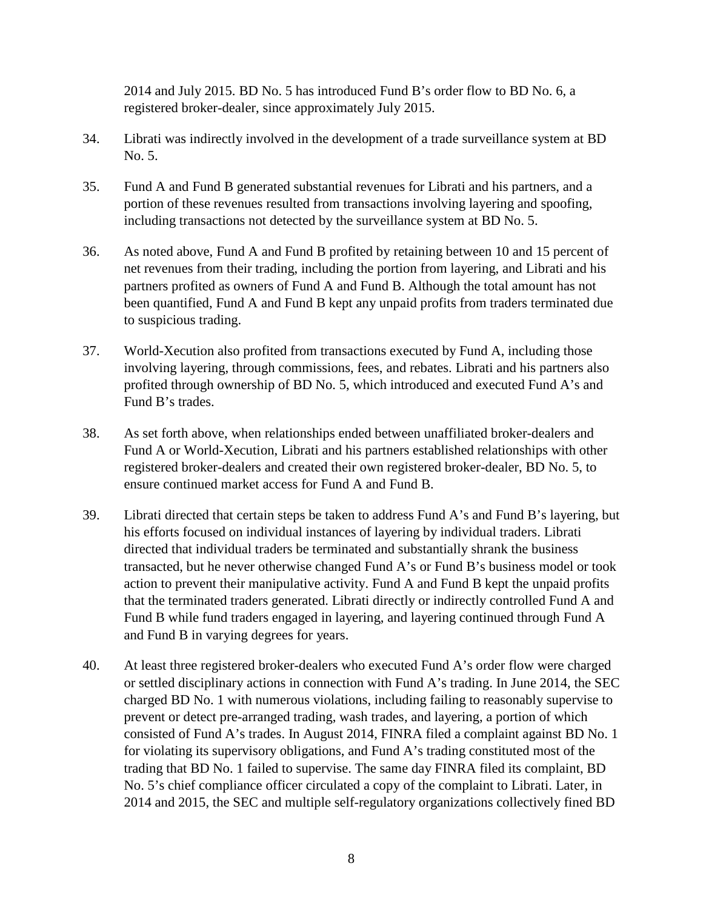2014 and July 2015. BD No. 5 has introduced Fund B's order flow to BD No. 6, a registered broker-dealer, since approximately July 2015.

34. Librati was indirectly involved in the development of a trade surveillance system at BD No. 5.

35. Fund A and Fund B generated substantial revenues for Librati and his partners, and a portion of these revenues resulted from transactions involving layering and spoofing, including transactions not detected by the surveillance system at BD No. 5.

36. As noted above, Fund A and Fund B profited by retaining between 10 and 15 percent of net revenues from their trading, including the portion from layering, and Librati and his partners profited as owners of Fund A and Fund B. Although the total amount has not been quantified, Fund A and Fund B kept any unpaid profits from traders terminated due to suspicious trading.

37. World-Xecution also profited from transactions executed by Fund A, including those involving layering, through commissions, fees, and rebates. Librati and his partners also profited through ownership of BD No. 5, which introduced and executed Fund A's and Fund B's trades.

38. As set forth above, when relationships ended between unaffiliated broker-dealers and Fund A or World-Xecution, Librati and his partners established relationships with other registered broker-dealers and created their own registered broker-dealer, BD No. 5, to ensure continued market access for Fund A and Fund B.

39. Librati directed that certain steps be taken to address Fund A's and Fund B's layering, but his efforts focused on individual instances of layering by individual traders. Librati directed that individual traders be terminated and substantially shrank the business transacted, but he never otherwise changed Fund A's or Fund B's business model or took action to prevent their manipulative activity. Fund A and Fund B kept the unpaid profits that the terminated traders generated. Librati directly or indirectly controlled Fund A and Fund B while fund traders engaged in layering, and layering continued through Fund A and Fund B in varying degrees for years.

40. At least three registered broker-dealers who executed Fund A's order flow were charged or settled disciplinary actions in connection with Fund A's trading. In June 2014, the SEC charged BD No. 1 with numerous violations, including failing to reasonably supervise to prevent or detect pre-arranged trading, wash trades, and layering, a portion of which consisted of Fund A's trades. In August 2014, FINRA filed a complaint against BD No. 1 for violating its supervisory obligations, and Fund A's trading constituted most of the trading that BD No. 1 failed to supervise. The same day FINRA filed its complaint, BD No. 5's chief compliance officer circulated a copy of the complaint to Librati. Later, in 2014 and 2015, the SEC and multiple self-regulatory organizations collectively fined BD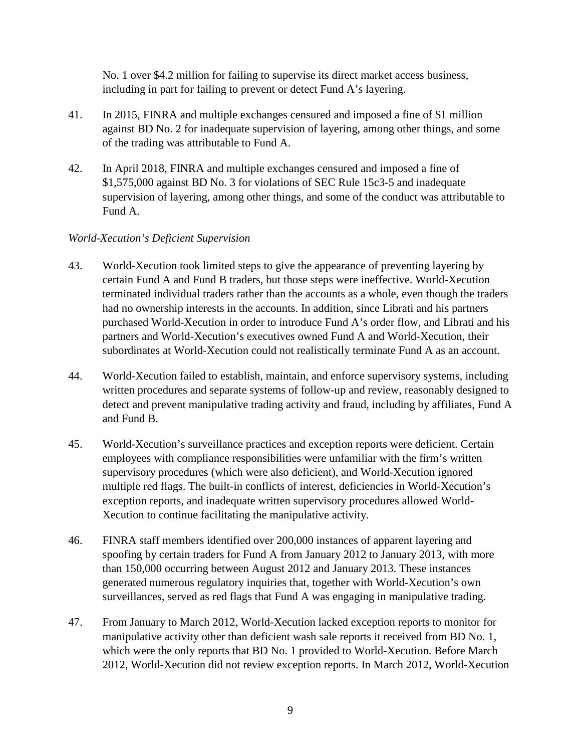No. 1 over $4.2 million for failing to supervise its direct market access business, including in part for failing to prevent or detect Fund A's layering.

41. In 2015, FINRA and multiple exchanges censured and imposed a fine of $1 million against BD No. 2 for inadequate supervision of layering, among other things, and some of the trading was attributable to Fund A.

42. In April 2018, FINRA and multiple exchanges censured and imposed a fine of $1,575,000 against BD No. 3 for violations of SEC Rule 15c3-5 and inadequate supervision of layering, among other things, and some of the conduct was attributable to Fund A.

*World-Xecution's Deficient Supervision*

43. World-Xecution took limited steps to give the appearance of preventing layering by certain Fund A and Fund B traders, but those steps were ineffective. World-Xecution terminated individual traders rather than the accounts as a whole, even though the traders had no ownership interests in the accounts. In addition, since Librati and his partners purchased World-Xecution in order to introduce Fund A's order flow, and Librati and his partners and World-Xecution's executives owned Fund A and World-Xecution, their subordinates at World-Xecution could not realistically terminate Fund A as an account.

44. World-Xecution failed to establish, maintain, and enforce supervisory systems, including written procedures and separate systems of follow-up and review, reasonably designed to detect and prevent manipulative trading activity and fraud, including by affiliates, Fund A and Fund B.

45. World-Xecution's surveillance practices and exception reports were deficient. Certain employees with compliance responsibilities were unfamiliar with the firm's written supervisory procedures (which were also deficient), and World-Xecution ignored multiple red flags. The built-in conflicts of interest, deficiencies in World-Xecution's exception reports, and inadequate written supervisory procedures allowed World-Xecution to continue facilitating the manipulative activity.

46. FINRA staff members identified over 200,000 instances of apparent layering and spoofing by certain traders for Fund A from January 2012 to January 2013, with more than 150,000 occurring between August 2012 and January 2013. These instances generated numerous regulatory inquiries that, together with World-Xecution's own surveillances, served as red flags that Fund A was engaging in manipulative trading.

47. From January to March 2012, World-Xecution lacked exception reports to monitor for manipulative activity other than deficient wash sale reports it received from BD No. 1, which were the only reports that BD No. 1 provided to World-Xecution. Before March 2012, World-Xecution did not review exception reports. In March 2012, World-Xecution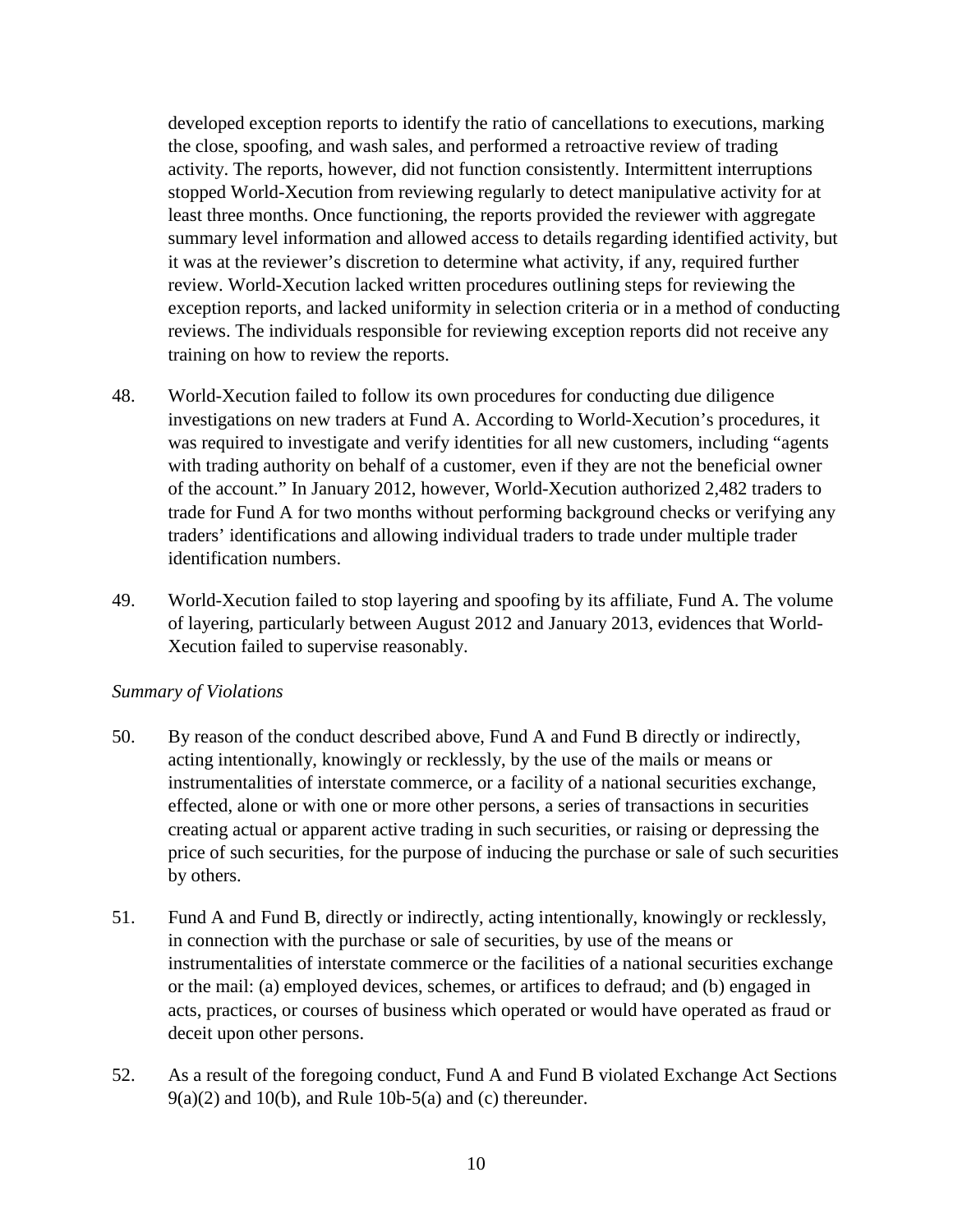developed exception reports to identify the ratio of cancellations to executions, marking the close, spoofing, and wash sales, and performed a retroactive review of trading activity. The reports, however, did not function consistently. Intermittent interruptions stopped World-Xecution from reviewing regularly to detect manipulative activity for at least three months. Once functioning, the reports provided the reviewer with aggregate summary level information and allowed access to details regarding identified activity, but it was at the reviewer's discretion to determine what activity, if any, required further review. World-Xecution lacked written procedures outlining steps for reviewing the exception reports, and lacked uniformity in selection criteria or in a method of conducting reviews. The individuals responsible for reviewing exception reports did not receive any training on how to review the reports.

48. World-Xecution failed to follow its own procedures for conducting due diligence investigations on new traders at Fund A. According to World-Xecution's procedures, it was required to investigate and verify identities for all new customers, including "agents with trading authority on behalf of a customer, even if they are not the beneficial owner of the account." In January 2012, however, World-Xecution authorized 2,482 traders to trade for Fund A for two months without performing background checks or verifying any traders' identifications and allowing individual traders to trade under multiple trader identification numbers.

49. World-Xecution failed to stop layering and spoofing by its affiliate, Fund A. The volume of layering, particularly between August 2012 and January 2013, evidences that World-Xecution failed to supervise reasonably.

*Summary of Violations*

50. By reason of the conduct described above, Fund A and Fund B directly or indirectly, acting intentionally, knowingly or recklessly, by the use of the mails or means or instrumentalities of interstate commerce, or a facility of a national securities exchange, effected, alone or with one or more other persons, a series of transactions in securities creating actual or apparent active trading in such securities, or raising or depressing the price of such securities, for the purpose of inducing the purchase or sale of such securities by others.

51. Fund A and Fund B, directly or indirectly, acting intentionally, knowingly or recklessly, in connection with the purchase or sale of securities, by use of the means or instrumentalities of interstate commerce or the facilities of a national securities exchange or the mail: (a) employed devices, schemes, or artifices to defraud; and (b) engaged in acts, practices, or courses of business which operated or would have operated as fraud or deceit upon other persons.

52. As a result of the foregoing conduct, Fund A and Fund B violated Exchange Act Sections 9(a)(2) and 10(b), and Rule 10b-5(a) and (c) thereunder.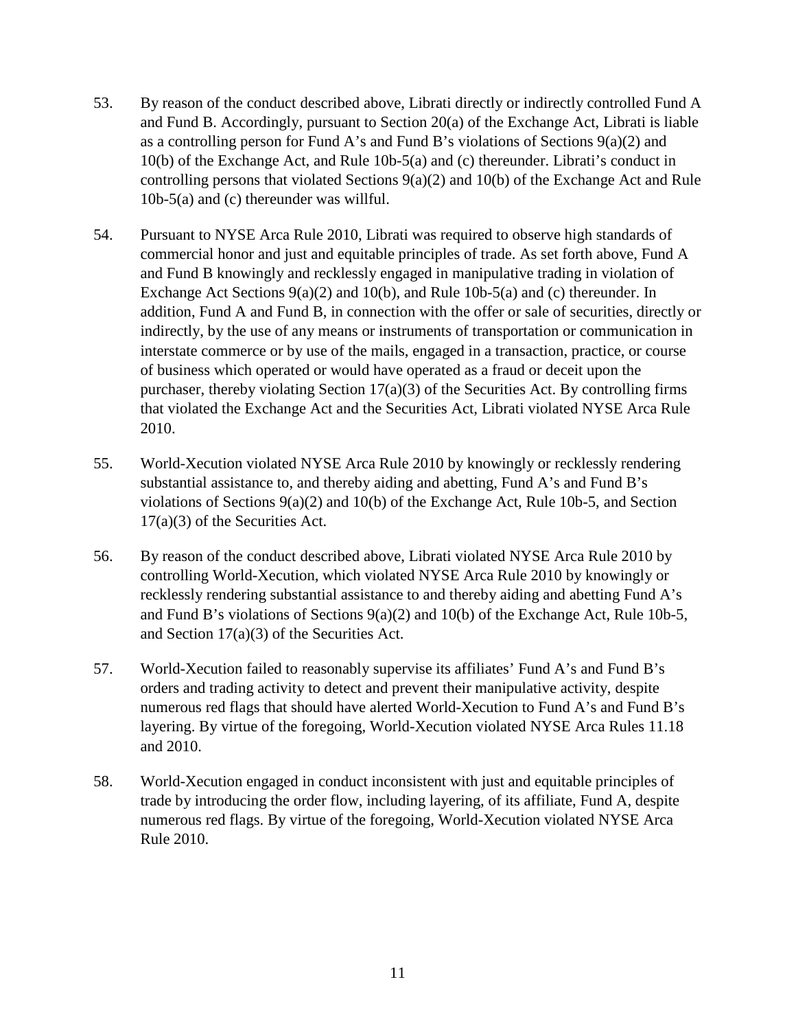53. By reason of the conduct described above, Librati directly or indirectly controlled Fund A and Fund B. Accordingly, pursuant to Section 20(a) of the Exchange Act, Librati is liable as a controlling person for Fund A's and Fund B's violations of Sections 9(a)(2) and 10(b) of the Exchange Act, and Rule 10b-5(a) and (c) thereunder. Librati's conduct in controlling persons that violated Sections 9(a)(2) and 10(b) of the Exchange Act and Rule 10b-5(a) and (c) thereunder was willful.

54. Pursuant to NYSE Arca Rule 2010, Librati was required to observe high standards of commercial honor and just and equitable principles of trade. As set forth above, Fund A and Fund B knowingly and recklessly engaged in manipulative trading in violation of Exchange Act Sections 9(a)(2) and 10(b), and Rule 10b-5(a) and (c) thereunder. In addition, Fund A and Fund B, in connection with the offer or sale of securities, directly or indirectly, by the use of any means or instruments of transportation or communication in interstate commerce or by use of the mails, engaged in a transaction, practice, or course of business which operated or would have operated as a fraud or deceit upon the purchaser, thereby violating Section 17(a)(3) of the Securities Act. By controlling firms that violated the Exchange Act and the Securities Act, Librati violated NYSE Arca Rule 2010.

55. World-Xecution violated NYSE Arca Rule 2010 by knowingly or recklessly rendering substantial assistance to, and thereby aiding and abetting, Fund A's and Fund B's violations of Sections 9(a)(2) and 10(b) of the Exchange Act, Rule 10b-5, and Section 17(a)(3) of the Securities Act.

56. By reason of the conduct described above, Librati violated NYSE Arca Rule 2010 by controlling World-Xecution, which violated NYSE Arca Rule 2010 by knowingly or recklessly rendering substantial assistance to and thereby aiding and abetting Fund A's and Fund B's violations of Sections 9(a)(2) and 10(b) of the Exchange Act, Rule 10b-5, and Section 17(a)(3) of the Securities Act.

57. World-Xecution failed to reasonably supervise its affiliates' Fund A's and Fund B's orders and trading activity to detect and prevent their manipulative activity, despite numerous red flags that should have alerted World-Xecution to Fund A's and Fund B's layering. By virtue of the foregoing, World-Xecution violated NYSE Arca Rules 11.18 and 2010.

58. World-Xecution engaged in conduct inconsistent with just and equitable principles of trade by introducing the order flow, including layering, of its affiliate, Fund A, despite numerous red flags. By virtue of the foregoing, World-Xecution violated NYSE Arca Rule 2010.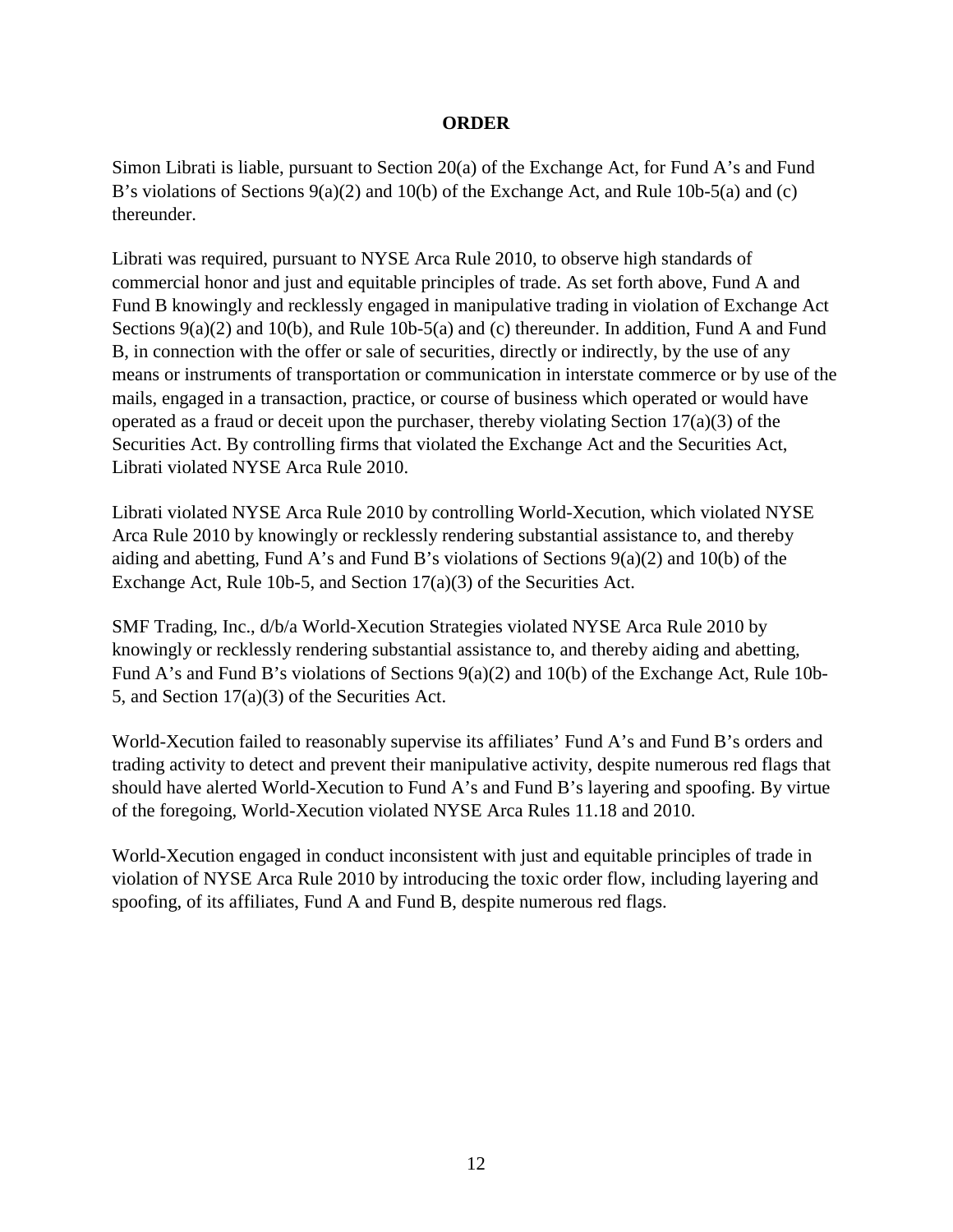## ORDER

Simon Librati is liable, pursuant to Section 20(a) of the Exchange Act, for Fund A's and Fund B's violations of Sections 9(a)(2) and 10(b) of the Exchange Act, and Rule 10b-5(a) and (c) thereunder.

Librati was required, pursuant to NYSE Arca Rule 2010, to observe high standards of commercial honor and just and equitable principles of trade. As set forth above, Fund A and Fund B knowingly and recklessly engaged in manipulative trading in violation of Exchange Act Sections 9(a)(2) and 10(b), and Rule 10b-5(a) and (c) thereunder. In addition, Fund A and Fund B, in connection with the offer or sale of securities, directly or indirectly, by the use of any means or instruments of transportation or communication in interstate commerce or by use of the mails, engaged in a transaction, practice, or course of business which operated or would have operated as a fraud or deceit upon the purchaser, thereby violating Section 17(a)(3) of the Securities Act. By controlling firms that violated the Exchange Act and the Securities Act, Librati violated NYSE Arca Rule 2010.

Librati violated NYSE Arca Rule 2010 by controlling World-Xecution, which violated NYSE Arca Rule 2010 by knowingly or recklessly rendering substantial assistance to, and thereby aiding and abetting, Fund A's and Fund B's violations of Sections 9(a)(2) and 10(b) of the Exchange Act, Rule 10b-5, and Section 17(a)(3) of the Securities Act.

SMF Trading, Inc., d/b/a World-Xecution Strategies violated NYSE Arca Rule 2010 by knowingly or recklessly rendering substantial assistance to, and thereby aiding and abetting, Fund A's and Fund B's violations of Sections 9(a)(2) and 10(b) of the Exchange Act, Rule 10b-5, and Section 17(a)(3) of the Securities Act.

World-Xecution failed to reasonably supervise its affiliates' Fund A's and Fund B's orders and trading activity to detect and prevent their manipulative activity, despite numerous red flags that should have alerted World-Xecution to Fund A's and Fund B's layering and spoofing. By virtue of the foregoing, World-Xecution violated NYSE Arca Rules 11.18 and 2010.

World-Xecution engaged in conduct inconsistent with just and equitable principles of trade in violation of NYSE Arca Rule 2010 by introducing the toxic order flow, including layering and spoofing, of its affiliates, Fund A and Fund B, despite numerous red flags.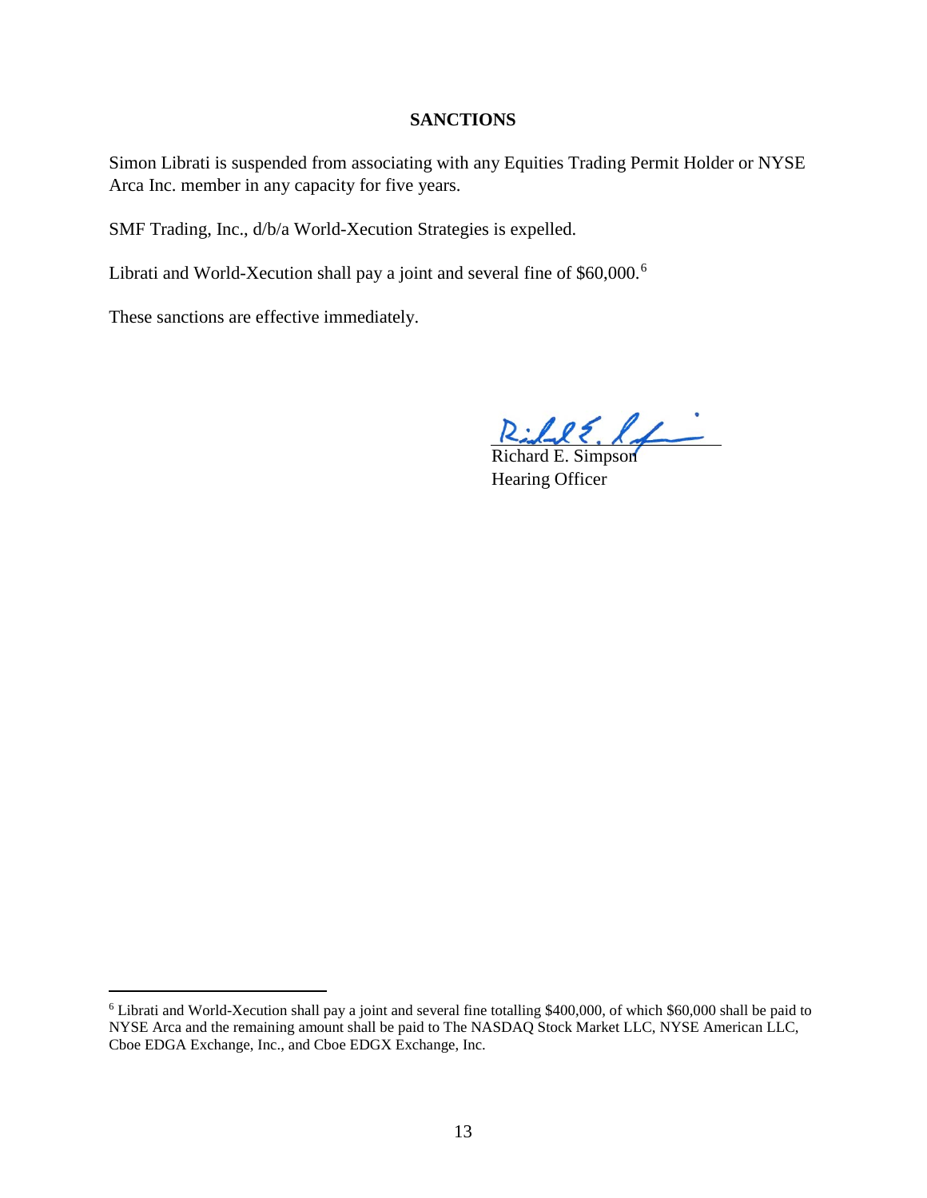**SANCTIONS**

Simon Librati is suspended from associating with any Equities Trading Permit Holder or NYSE Arca Inc. member in any capacity for five years.

SMF Trading, Inc., d/b/a World-Xecution Strategies is expelled.

Librati and World-Xecution shall pay a joint and several fine of $60,000.[6]

These sanctions are effective immediately.

Richard E. Simpson
Hearing Officer

---

[6] Librati and World-Xecution shall pay a joint and several fine totalling $400,000, of which $60,000 shall be paid to NYSE Arca and the remaining amount shall be paid to The NASDAQ Stock Market LLC, NYSE American LLC, Cboe EDGA Exchange, Inc., and Cboe EDGX Exchange, Inc.